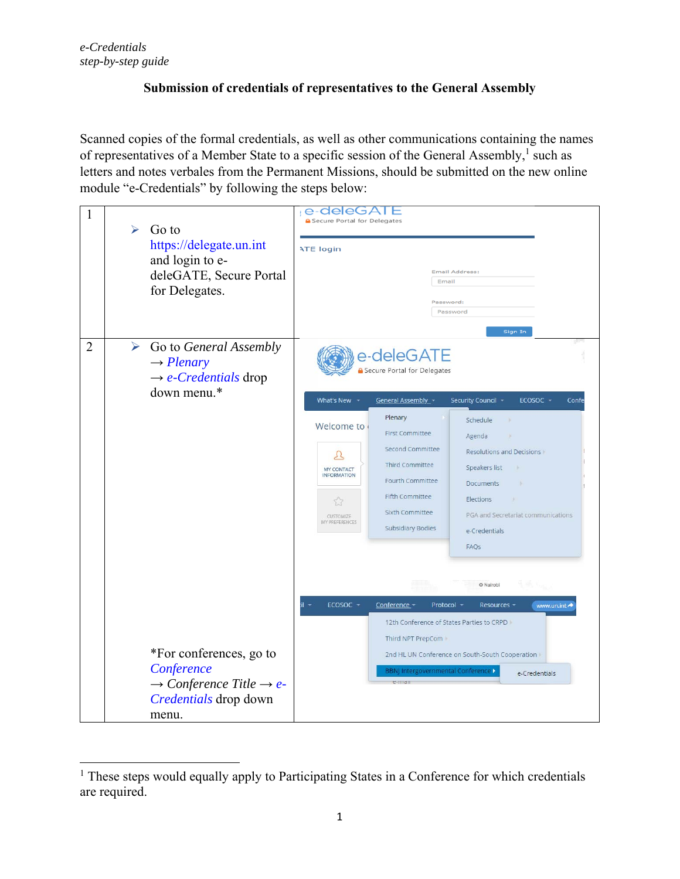*e-Credentials*
*step-by-step guide*

**Submission of credentials of representatives to the General Assembly**

Scanned copies of the formal credentials, as well as other communications containing the names of representatives of a Member State to a specific session of the General Assembly,[1] such as letters and notes verbales from the Permanent Missions, should be submitted on the new online module "e-Credentials" by following the steps below:

| | | |
|---|---|---|
| 1 | ➢ Go to https://delegate.un.int and login to e-deleGATE, Secure Portal for Delegates. | |
| 2 | ➢ Go to *General Assembly* → *Plenary* → *e-Credentials* drop down menu.* <br><br> *For conferences, go to *Conference* → *Conference Title* → *e-Credentials* drop down menu. | |

[1] These steps would equally apply to Participating States in a Conference for which credentials are required.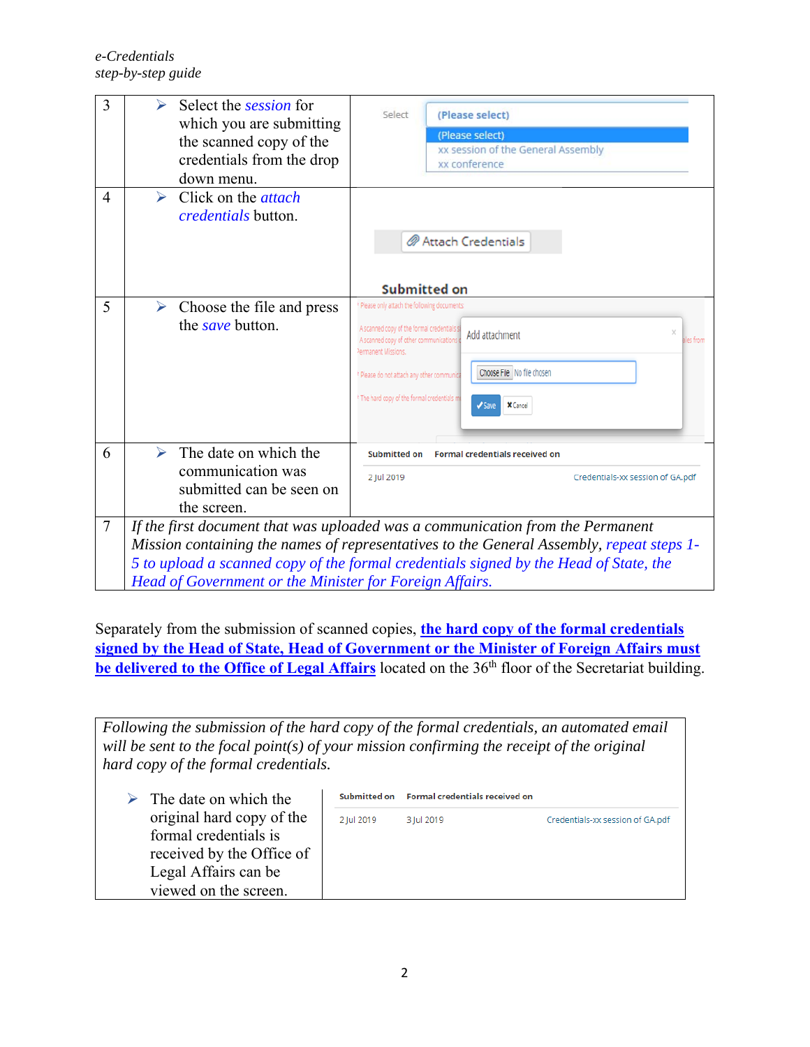| | | |
|---|---|---|
| 3 | ➢ Select the *session* for which you are submitting the scanned copy of the credentials from the drop down menu. | Select (Please select) (Please select) xx session of the General Assembly xx conference |
| 4 | ➢ Click on the *attach credentials* button. | Attach Credentials Submitted on |
| 5 | ➢ Choose the file and press the *save* button. | Add attachment Choose File No file chosen Save Cancel |
| 6 | ➢ The date on which the communication was submitted can be seen on the screen. | Submitted on / Formal credentials received on 2 Jul 2019 Credentials-xx session of GA.pdf |
| 7 | *If the first document that was uploaded was a communication from the Permanent Mission containing the names of representatives to the General Assembly, repeat steps 1-5 to upload a scanned copy of the formal credentials signed by the Head of State, the Head of Government or the Minister for Foreign Affairs.* | |

Separately from the submission of scanned copies, **the hard copy of the formal credentials signed by the Head of State, Head of Government or the Minister of Foreign Affairs must be delivered to the Office of Legal Affairs** located on the 36th floor of the Secretariat building.

| | |
|---|---|
| *Following the submission of the hard copy of the formal credentials, an automated email will be sent to the focal point(s) of your mission confirming the receipt of the original hard copy of the formal credentials.* | |
| ➢ The date on which the original hard copy of the formal credentials is received by the Office of Legal Affairs can be viewed on the screen. | Submitted on / Formal credentials received on 2 Jul 2019 3 Jul 2019 Credentials-xx session of GA.pdf |